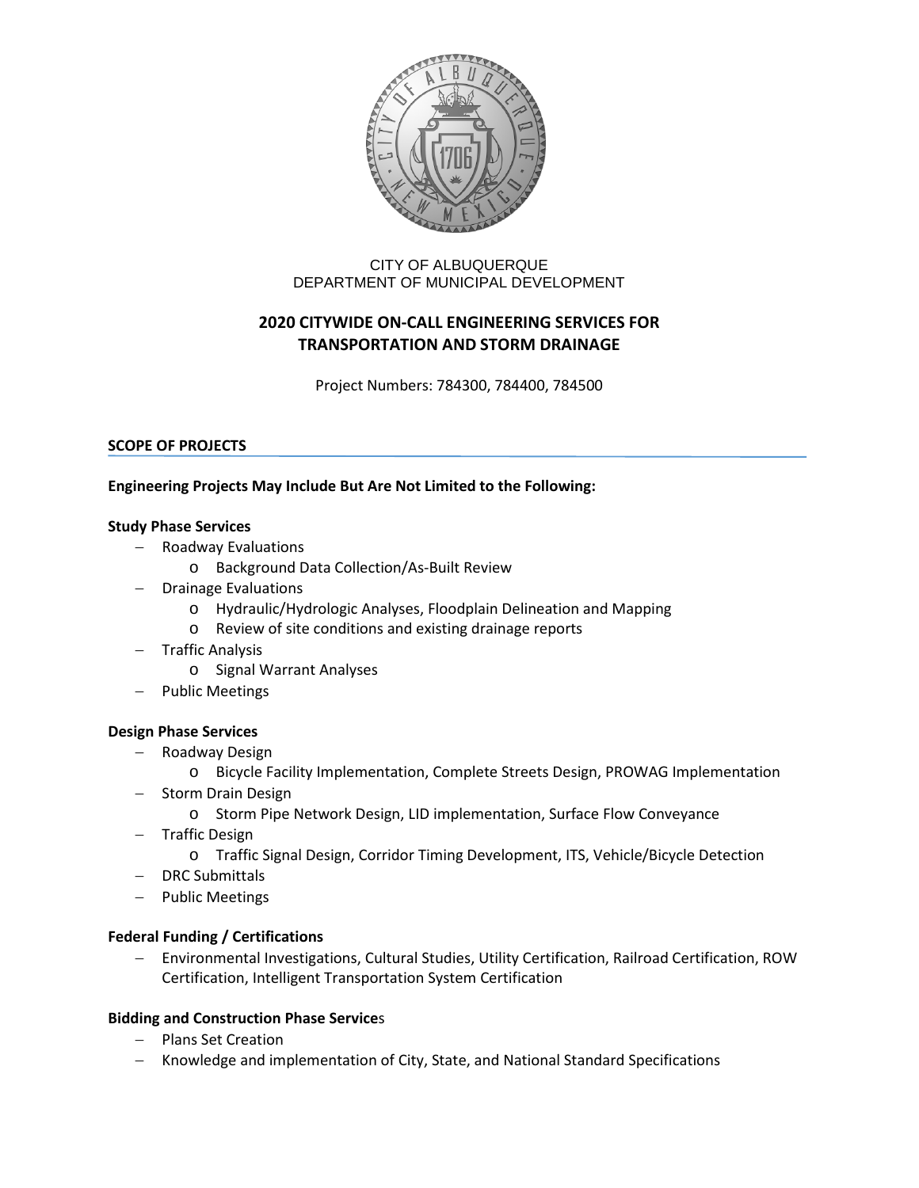CITY OF ALBUQUERQUE
DEPARTMENT OF MUNICIPAL DEVELOPMENT

# 2020 CITYWIDE ON-CALL ENGINEERING SERVICES FOR TRANSPORTATION AND STORM DRAINAGE

Project Numbers: 784300, 784400, 784500

## SCOPE OF PROJECTS

**Engineering Projects May Include But Are Not Limited to the Following:**

**Study Phase Services**

- Roadway Evaluations
  - Background Data Collection/As-Built Review
- Drainage Evaluations
  - Hydraulic/Hydrologic Analyses, Floodplain Delineation and Mapping
  - Review of site conditions and existing drainage reports
- Traffic Analysis
  - Signal Warrant Analyses
- Public Meetings

**Design Phase Services**

- Roadway Design
  - Bicycle Facility Implementation, Complete Streets Design, PROWAG Implementation
- Storm Drain Design
  - Storm Pipe Network Design, LID implementation, Surface Flow Conveyance
- Traffic Design
  - Traffic Signal Design, Corridor Timing Development, ITS, Vehicle/Bicycle Detection
- DRC Submittals
- Public Meetings

**Federal Funding / Certifications**

- Environmental Investigations, Cultural Studies, Utility Certification, Railroad Certification, ROW Certification, Intelligent Transportation System Certification

**Bidding and Construction Phase Service**s

- Plans Set Creation
- Knowledge and implementation of City, State, and National Standard Specifications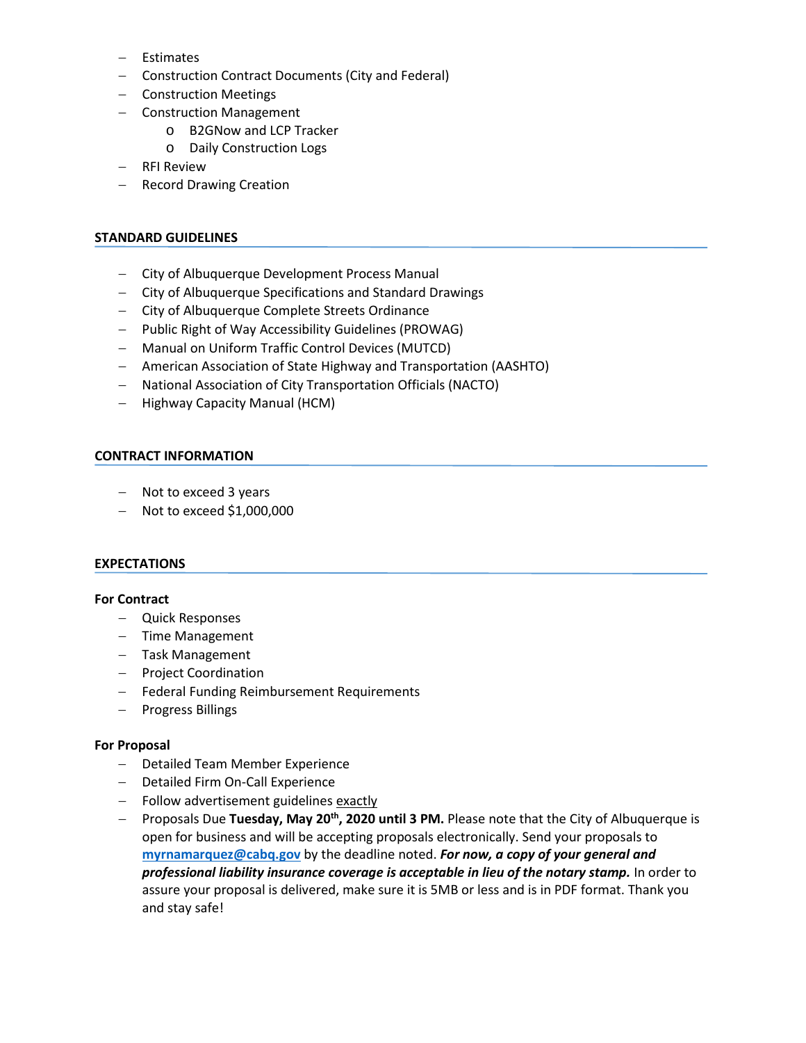- Estimates
- Construction Contract Documents (City and Federal)
- Construction Meetings
- Construction Management
    - B2GNow and LCP Tracker
    - Daily Construction Logs
- RFI Review
- Record Drawing Creation

## STANDARD GUIDELINES

- City of Albuquerque Development Process Manual
- City of Albuquerque Specifications and Standard Drawings
- City of Albuquerque Complete Streets Ordinance
- Public Right of Way Accessibility Guidelines (PROWAG)
- Manual on Uniform Traffic Control Devices (MUTCD)
- American Association of State Highway and Transportation (AASHTO)
- National Association of City Transportation Officials (NACTO)
- Highway Capacity Manual (HCM)

## CONTRACT INFORMATION

- Not to exceed 3 years
- Not to exceed $1,000,000

## EXPECTATIONS

**For Contract**

- Quick Responses
- Time Management
- Task Management
- Project Coordination
- Federal Funding Reimbursement Requirements
- Progress Billings

**For Proposal**

- Detailed Team Member Experience
- Detailed Firm On-Call Experience
- Follow advertisement guidelines exactly
- Proposals Due **Tuesday, May 20th, 2020 until 3 PM.** Please note that the City of Albuquerque is open for business and will be accepting proposals electronically. Send your proposals to **myrnamarquez@cabq.gov** by the deadline noted. ***For now, a copy of your general and professional liability insurance coverage is acceptable in lieu of the notary stamp.*** In order to assure your proposal is delivered, make sure it is 5MB or less and is in PDF format. Thank you and stay safe!